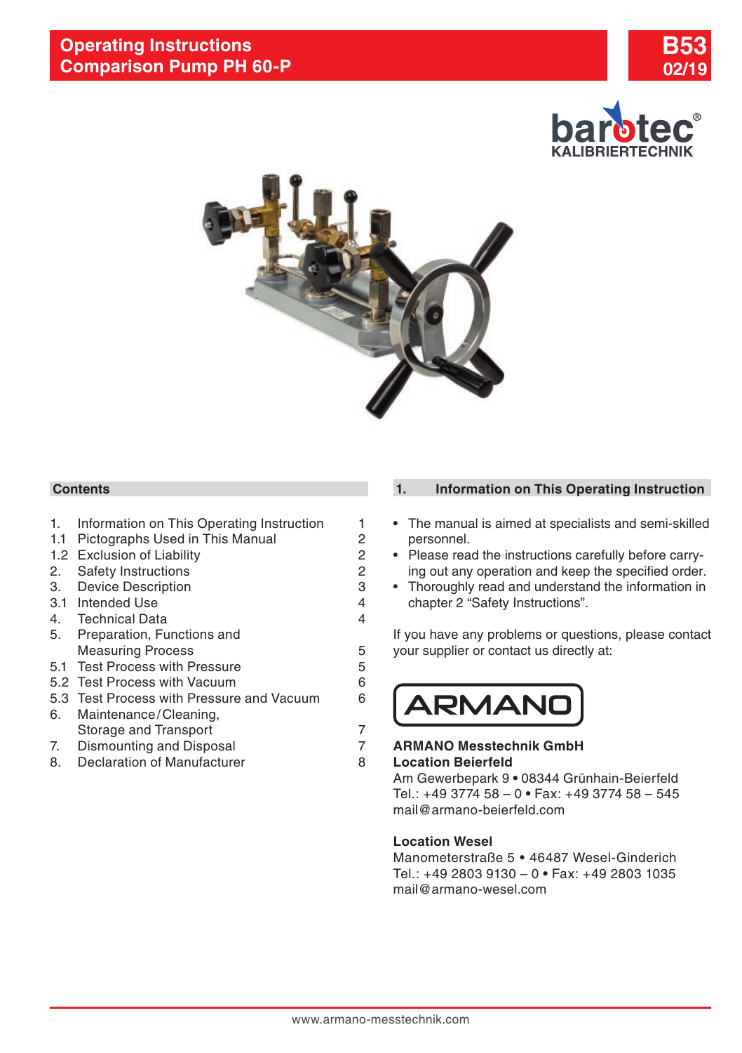# Operating Instructions
# Comparison Pump PH 60-P

**B53**
**02/19**

barotec® KALIBRIERTECHNIK

## Contents

| | | |
|---|---|---|
| 1. | Information on This Operating Instruction | 1 |
| 1.1 | Pictographs Used in This Manual | 2 |
| 1.2 | Exclusion of Liability | 2 |
| 2. | Safety Instructions | 2 |
| 3. | Device Description | 3 |
| 3.1 | Intended Use | 4 |
| 4. | Technical Data | 4 |
| 5. | Preparation, Functions and Measuring Process | 5 |
| 5.1 | Test Process with Pressure | 5 |
| 5.2 | Test Process with Vacuum | 6 |
| 5.3 | Test Process with Pressure and Vacuum | 6 |
| 6. | Maintenance/Cleaning, Storage and Transport | 7 |
| 7. | Dismounting and Disposal | 7 |
| 8. | Declaration of Manufacturer | 8 |

## 1. Information on This Operating Instruction

- The manual is aimed at specialists and semi-skilled personnel.
- Please read the instructions carefully before carrying out any operation and keep the specified order.
- Thoroughly read and understand the information in chapter 2 "Safety Instructions".

If you have any problems or questions, please contact your supplier or contact us directly at:

ARMANO

**ARMANO Messtechnik GmbH**
**Location Beierfeld**
Am Gewerbepark 9 • 08344 Grünhain-Beierfeld
Tel.: +49 3774 58 – 0 • Fax: +49 3774 58 – 545
mail@armano-beierfeld.com

**Location Wesel**
Manometerstraße 5 • 46487 Wesel-Ginderich
Tel.: +49 2803 9130 – 0 • Fax: +49 2803 1035
mail@armano-wesel.com

www.armano-messtechnik.com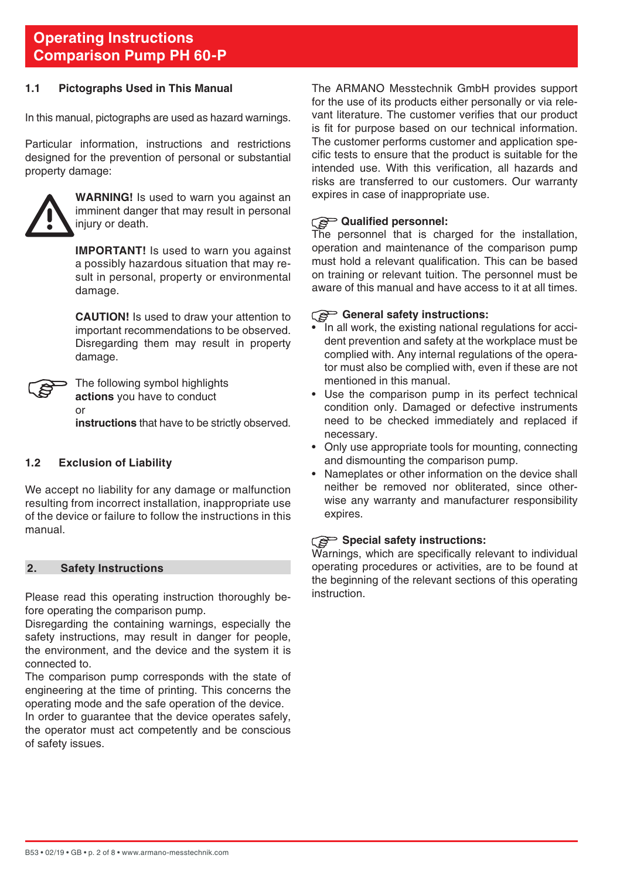# Operating Instructions
# Comparison Pump PH 60-P

## 1.1 Pictographs Used in This Manual

In this manual, pictographs are used as hazard warnings.

Particular information, instructions and restrictions designed for the prevention of personal or substantial property damage:

**WARNING!** Is used to warn you against an imminent danger that may result in personal injury or death.

**IMPORTANT!** Is used to warn you against a possibly hazardous situation that may result in personal, property or environmental damage.

**CAUTION!** Is used to draw your attention to important recommendations to be observed. Disregarding them may result in property damage.

The following symbol highlights **actions** you have to conduct or **instructions** that have to be strictly observed.

## 1.2 Exclusion of Liability

We accept no liability for any damage or malfunction resulting from incorrect installation, inappropriate use of the device or failure to follow the instructions in this manual.

## 2. Safety Instructions

Please read this operating instruction thoroughly before operating the comparison pump.
Disregarding the containing warnings, especially the safety instructions, may result in danger for people, the environment, and the device and the system it is connected to.
The comparison pump corresponds with the state of engineering at the time of printing. This concerns the operating mode and the safe operation of the device.
In order to guarantee that the device operates safely, the operator must act competently and be conscious of safety issues.

The ARMANO Messtechnik GmbH provides support for the use of its products either personally or via relevant literature. The customer verifies that our product is fit for purpose based on our technical information. The customer performs customer and application specific tests to ensure that the product is suitable for the intended use. With this verification, all hazards and risks are transferred to our customers. Our warranty expires in case of inappropriate use.

**Qualified personnel:**
The personnel that is charged for the installation, operation and maintenance of the comparison pump must hold a relevant qualification. This can be based on training or relevant tuition. The personnel must be aware of this manual and have access to it at all times.

**General safety instructions:**

- In all work, the existing national regulations for accident prevention and safety at the workplace must be complied with. Any internal regulations of the operator must also be complied with, even if these are not mentioned in this manual.
- Use the comparison pump in its perfect technical condition only. Damaged or defective instruments need to be checked immediately and replaced if necessary.
- Only use appropriate tools for mounting, connecting and dismounting the comparison pump.
- Nameplates or other information on the device shall neither be removed nor obliterated, since otherwise any warranty and manufacturer responsibility expires.

**Special safety instructions:**
Warnings, which are specifically relevant to individual operating procedures or activities, are to be found at the beginning of the relevant sections of this operating instruction.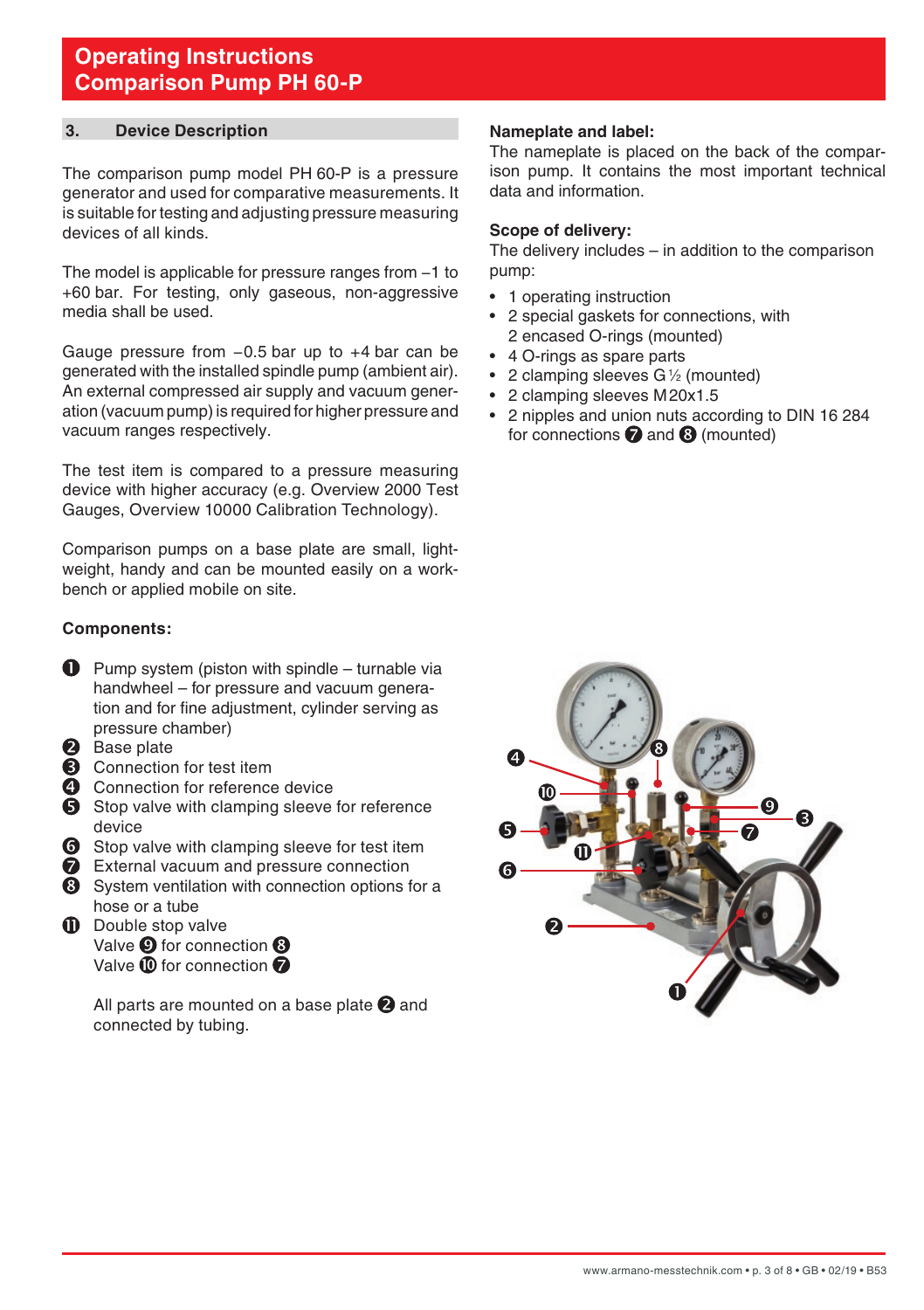# Operating Instructions
# Comparison Pump PH 60-P

## 3. Device Description

The comparison pump model PH 60-P is a pressure generator and used for comparative measurements. It is suitable for testing and adjusting pressure measuring devices of all kinds.

The model is applicable for pressure ranges from –1 to +60 bar. For testing, only gaseous, non-aggressive media shall be used.

Gauge pressure from –0.5 bar up to +4 bar can be generated with the installed spindle pump (ambient air). An external compressed air supply and vacuum generation (vacuum pump) is required for higher pressure and vacuum ranges respectively.

The test item is compared to a pressure measuring device with higher accuracy (e.g. Overview 2000 Test Gauges, Overview 10000 Calibration Technology).

Comparison pumps on a base plate are small, lightweight, handy and can be mounted easily on a workbench or applied mobile on site.

### Components:

❶ Pump system (piston with spindle – turnable via handwheel – for pressure and vacuum generation and for fine adjustment, cylinder serving as pressure chamber)
❷ Base plate
❸ Connection for test item
❹ Connection for reference device
❺ Stop valve with clamping sleeve for reference device
❻ Stop valve with clamping sleeve for test item
❼ External vacuum and pressure connection
❽ System ventilation with connection options for a hose or a tube
⓫ Double stop valve
Valve ❾ for connection ❽
Valve ❿ for connection ❼

All parts are mounted on a base plate ❷ and connected by tubing.

### Nameplate and label:

The nameplate is placed on the back of the comparison pump. It contains the most important technical data and information.

### Scope of delivery:

The delivery includes – in addition to the comparison pump:

- 1 operating instruction
- 2 special gaskets for connections, with 2 encased O-rings (mounted)
- 4 O-rings as spare parts
- 2 clamping sleeves G ½ (mounted)
- 2 clamping sleeves M20x1.5
- 2 nipples and union nuts according to DIN 16 284 for connections ❼ and ❽ (mounted)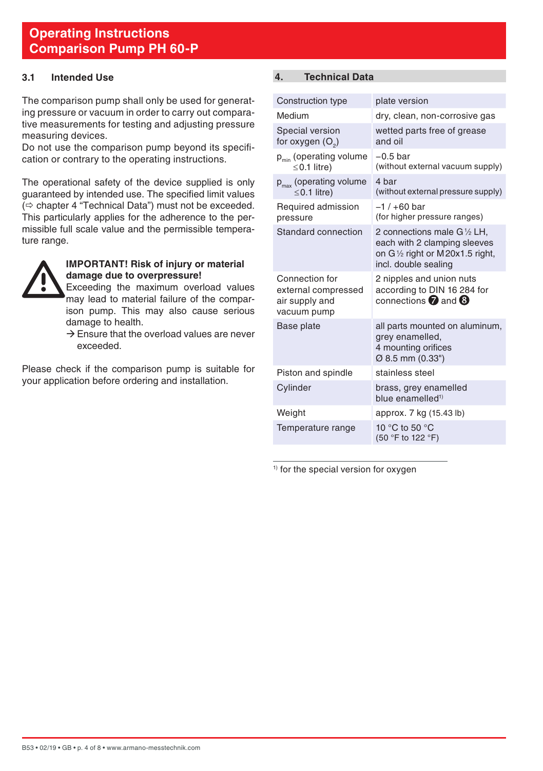# Operating Instructions
# Comparison Pump PH 60-P

### 3.1 Intended Use

The comparison pump shall only be used for generating pressure or vacuum in order to carry out comparative measurements for testing and adjusting pressure measuring devices.
Do not use the comparison pump beyond its specification or contrary to the operating instructions.

The operational safety of the device supplied is only guaranteed by intended use. The specified limit values (⇨ chapter 4 "Technical Data") must not be exceeded. This particularly applies for the adherence to the permissible full scale value and the permissible temperature range.

**IMPORTANT! Risk of injury or material damage due to overpressure!**
Exceeding the maximum overload values may lead to material failure of the comparison pump. This may also cause serious damage to health.
→ Ensure that the overload values are never exceeded.

Please check if the comparison pump is suitable for your application before ordering and installation.

## 4. Technical Data

| | |
|---|---|
| Construction type | plate version |
| Medium | dry, clean, non-corrosive gas |
| Special version for oxygen ($O_2$) | wetted parts free of grease and oil |
| $p_{min}$ (operating volume ≤0.1 litre) | −0.5 bar (without external vacuum supply) |
| $p_{max}$ (operating volume ≤0.1 litre) | 4 bar (without external pressure supply) |
| Required admission pressure | −1 / +60 bar (for higher pressure ranges) |
| Standard connection | 2 connections male G ½ LH, each with 2 clamping sleeves on G ½ right or M 20x1.5 right, incl. double sealing |
| Connection for external compressed air supply and vacuum pump | 2 nipples and union nuts according to DIN 16 284 for connections ❼ and ❽ |
| Base plate | all parts mounted on aluminum, grey enamelled, 4 mounting orifices Ø 8.5 mm (0.33") |
| Piston and spindle | stainless steel |
| Cylinder | brass, grey enamelled blue enamelled[1)] |
| Weight | approx. 7 kg (15.43 lb) |
| Temperature range | 10 °C to 50 °C (50 °F to 122 °F) |

[1)] for the special version for oxygen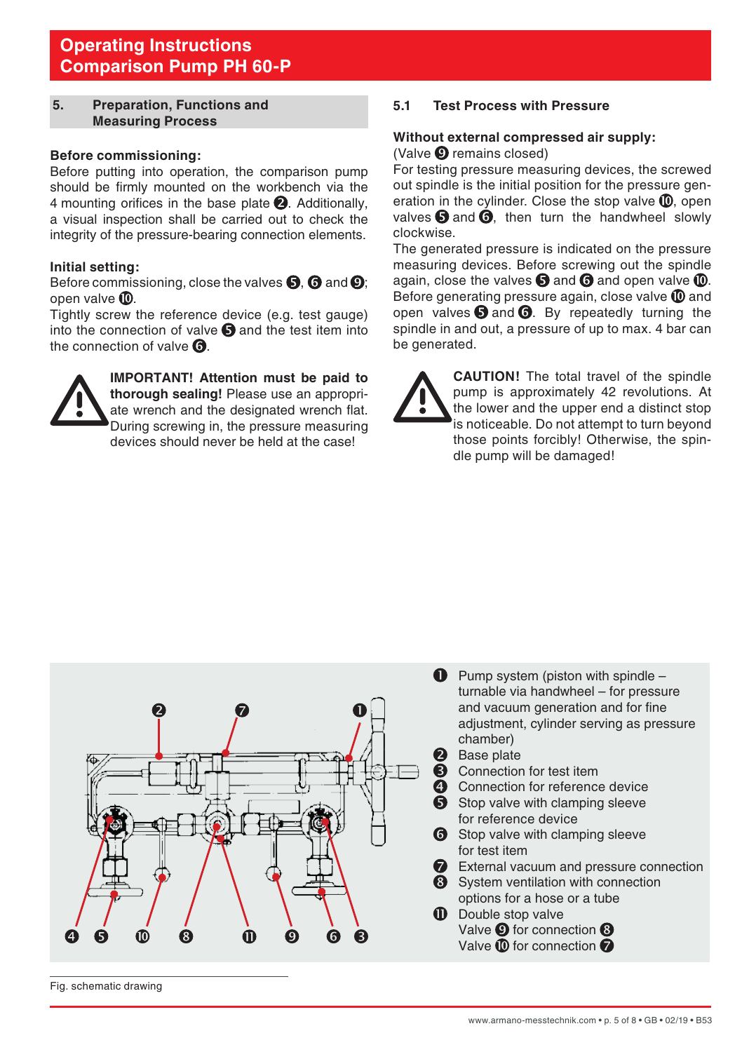## 5. Preparation, Functions and Measuring Process

**Before commissioning:**

Before putting into operation, the comparison pump should be firmly mounted on the workbench via the 4 mounting orifices in the base plate ❷. Additionally, a visual inspection shall be carried out to check the integrity of the pressure-bearing connection elements.

**Initial setting:**

Before commissioning, close the valves ❺, ❻ and ❾; open valve ❿.

Tightly screw the reference device (e.g. test gauge) into the connection of valve ❺ and the test item into the connection of valve ❻.

**IMPORTANT! Attention must be paid to thorough sealing!** Please use an appropriate wrench and the designated wrench flat. During screwing in, the pressure measuring devices should never be held at the case!

### 5.1 Test Process with Pressure

**Without external compressed air supply:**

(Valve ❾ remains closed)

For testing pressure measuring devices, the screwed out spindle is the initial position for the pressure generation in the cylinder. Close the stop valve ❿, open valves ❺ and ❻, then turn the handwheel slowly clockwise.

The generated pressure is indicated on the pressure measuring devices. Before screwing out the spindle again, close the valves ❺ and ❻ and open valve ❿. Before generating pressure again, close valve ❿ and open valves ❺ and ❻. By repeatedly turning the spindle in and out, a pressure of up to max. 4 bar can be generated.

**CAUTION!** The total travel of the spindle pump is approximately 42 revolutions. At the lower and the upper end a distinct stop is noticeable. Do not attempt to turn beyond those points forcibly! Otherwise, the spindle pump will be damaged!

❶ Pump system (piston with spindle – turnable via handwheel – for pressure and vacuum generation and for fine adjustment, cylinder serving as pressure chamber)
❷ Base plate
❸ Connection for test item
❹ Connection for reference device
❺ Stop valve with clamping sleeve for reference device
❻ Stop valve with clamping sleeve for test item
❼ External vacuum and pressure connection
❽ System ventilation with connection options for a hose or a tube
⓫ Double stop valve
Valve ❾ for connection ❽
Valve ❿ for connection ❼

Fig. schematic drawing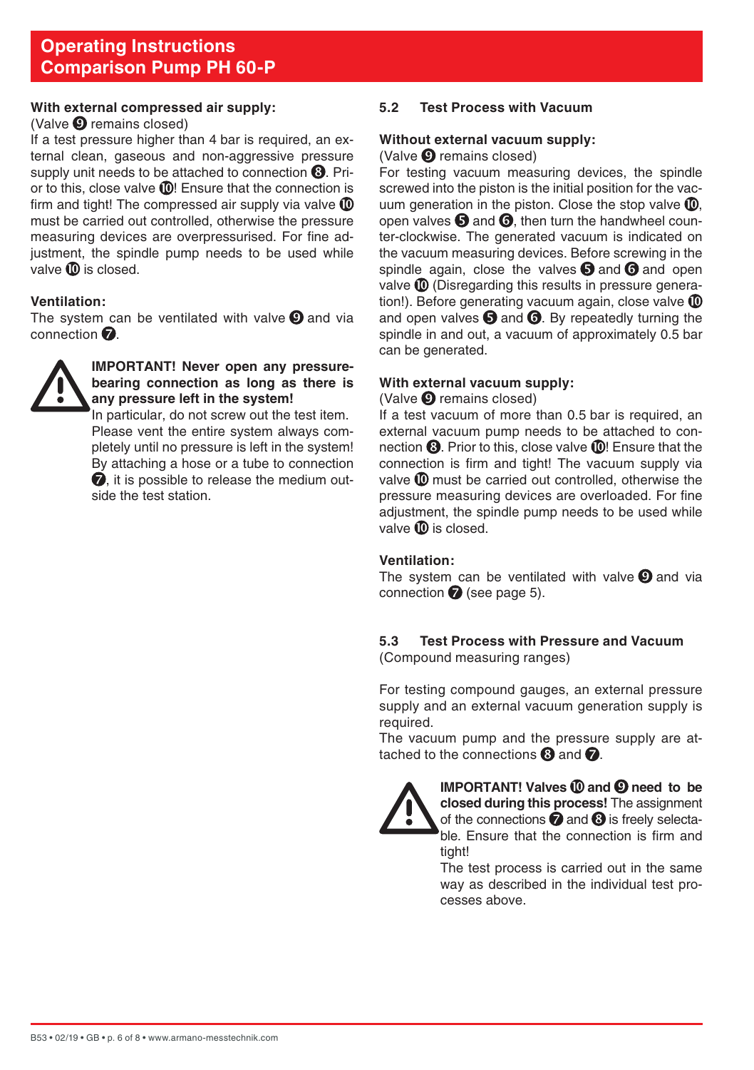**With external compressed air supply:**
(Valve ❾ remains closed)
If a test pressure higher than 4 bar is required, an external clean, gaseous and non-aggressive pressure supply unit needs to be attached to connection ❽. Prior to this, close valve ❿! Ensure that the connection is firm and tight! The compressed air supply via valve ❿ must be carried out controlled, otherwise the pressure measuring devices are overpressurised. For fine adjustment, the spindle pump needs to be used while valve ❿ is closed.

**Ventilation:**
The system can be ventilated with valve ❾ and via connection ❼.

**IMPORTANT! Never open any pressure-bearing connection as long as there is any pressure left in the system!**
In particular, do not screw out the test item. Please vent the entire system always completely until no pressure is left in the system! By attaching a hose or a tube to connection ❼, it is possible to release the medium outside the test station.

## 5.2 Test Process with Vacuum

**Without external vacuum supply:**
(Valve ❾ remains closed)
For testing vacuum measuring devices, the spindle screwed into the piston is the initial position for the vacuum generation in the piston. Close the stop valve ❿, open valves ❺ and ❻, then turn the handwheel counter-clockwise. The generated vacuum is indicated on the vacuum measuring devices. Before screwing in the spindle again, close the valves ❺ and ❻ and open valve ❿ (Disregarding this results in pressure generation!). Before generating vacuum again, close valve ❿ and open valves ❺ and ❻. By repeatedly turning the spindle in and out, a vacuum of approximately 0.5 bar can be generated.

**With external vacuum supply:**
(Valve ❾ remains closed)
If a test vacuum of more than 0.5 bar is required, an external vacuum pump needs to be attached to connection ❽. Prior to this, close valve ❿! Ensure that the connection is firm and tight! The vacuum supply via valve ❿ must be carried out controlled, otherwise the pressure measuring devices are overloaded. For fine adjustment, the spindle pump needs to be used while valve ❿ is closed.

**Ventilation:**
The system can be ventilated with valve ❾ and via connection ❼ (see page 5).

## 5.3 Test Process with Pressure and Vacuum

(Compound measuring ranges)

For testing compound gauges, an external pressure supply and an external vacuum generation supply is required.
The vacuum pump and the pressure supply are attached to the connections ❽ and ❼.

**IMPORTANT! Valves ❿ and ❾ need to be closed during this process!** The assignment of the connections ❼ and ❽ is freely selectable. Ensure that the connection is firm and tight!
The test process is carried out in the same way as described in the individual test processes above.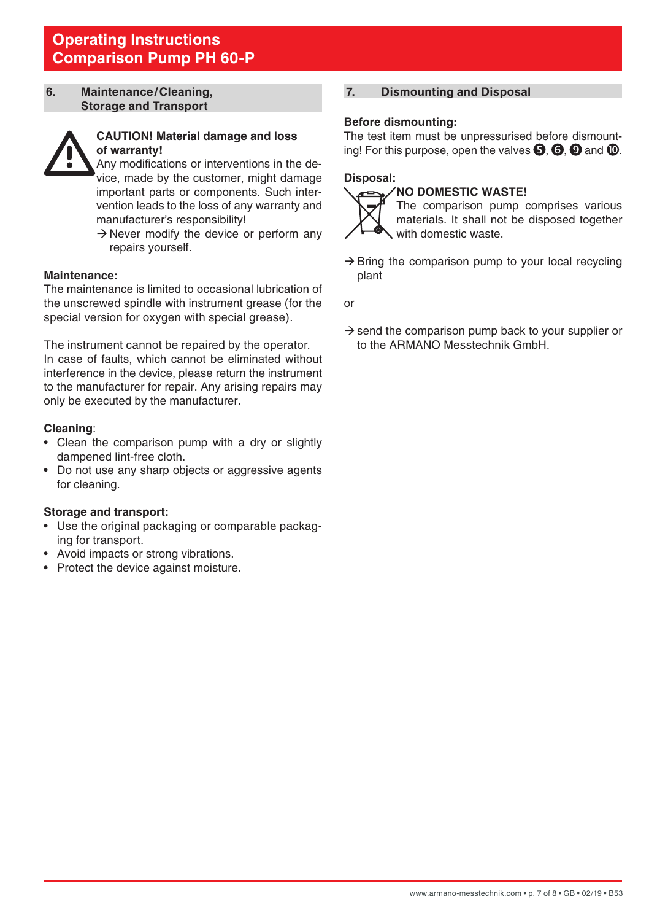## 6. Maintenance/Cleaning, Storage and Transport

**CAUTION! Material damage and loss of warranty!**
Any modifications or interventions in the device, made by the customer, might damage important parts or components. Such intervention leads to the loss of any warranty and manufacturer's responsibility!
→ Never modify the device or perform any repairs yourself.

**Maintenance:**
The maintenance is limited to occasional lubrication of the unscrewed spindle with instrument grease (for the special version for oxygen with special grease).

The instrument cannot be repaired by the operator. In case of faults, which cannot be eliminated without interference in the device, please return the instrument to the manufacturer for repair. Any arising repairs may only be executed by the manufacturer.

**Cleaning**:

- Clean the comparison pump with a dry or slightly dampened lint-free cloth.
- Do not use any sharp objects or aggressive agents for cleaning.

**Storage and transport:**

- Use the original packaging or comparable packaging for transport.
- Avoid impacts or strong vibrations.
- Protect the device against moisture.

## 7. Dismounting and Disposal

**Before dismounting:**
The test item must be unpressurised before dismounting! For this purpose, open the valves ❺, ❻, ❾ and ❿.

**Disposal:**

**NO DOMESTIC WASTE!**
The comparison pump comprises various materials. It shall not be disposed together with domestic waste.

→ Bring the comparison pump to your local recycling plant

or

→ send the comparison pump back to your supplier or to the ARMANO Messtechnik GmbH.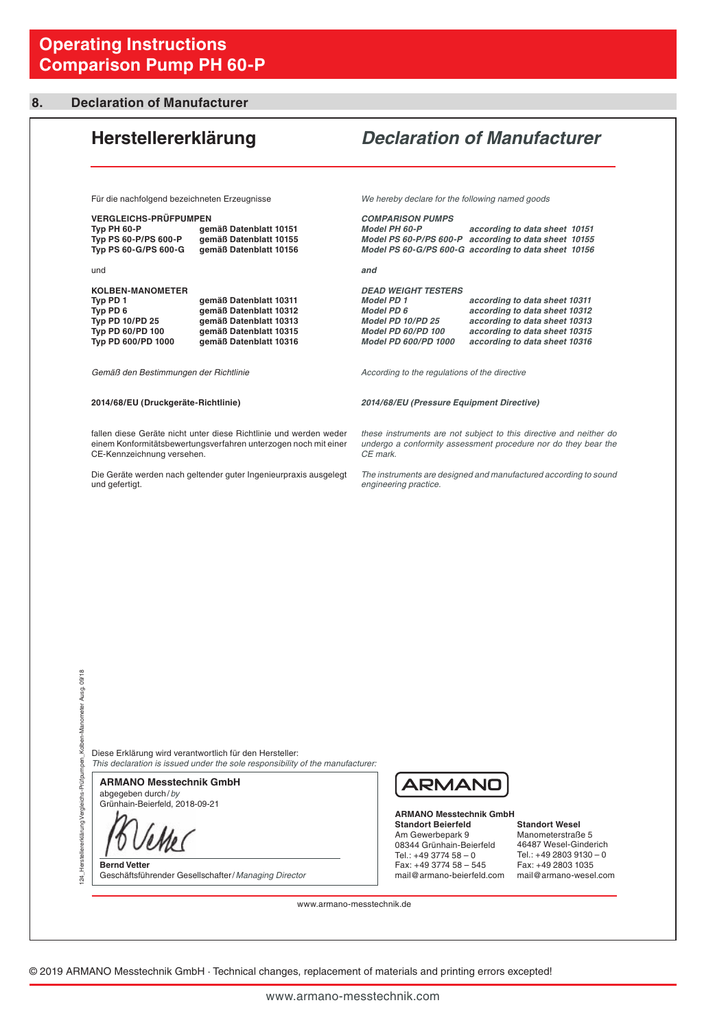## 8. Declaration of Manufacturer

# Herstellererklärung

Für die nachfolgend bezeichneten Erzeugnisse

**VERGLEICHS-PRÜFPUMPEN**

| | |
|---|---|
| **Typ PH 60-P** | **gemäß Datenblatt 10151** |
| **Typ PS 60-P/PS 600-P** | **gemäß Datenblatt 10155** |
| **Typ PS 60-G/PS 600-G** | **gemäß Datenblatt 10156** |

und

**KOLBEN-MANOMETER**

| | |
|---|---|
| **Typ PD 1** | **gemäß Datenblatt 10311** |
| **Typ PD 6** | **gemäß Datenblatt 10312** |
| **Typ PD 10/PD 25** | **gemäß Datenblatt 10313** |
| **Typ PD 60/PD 100** | **gemäß Datenblatt 10315** |
| **Typ PD 600/PD 1000** | **gemäß Datenblatt 10316** |

*Gemäß den Bestimmungen der Richtlinie*

**2014/68/EU (Druckgeräte-Richtlinie)**

fallen diese Geräte nicht unter diese Richtlinie und werden weder einem Konformitätsbewertungsverfahren unterzogen noch mit einer CE-Kennzeichnung versehen.

Die Geräte werden nach geltender guter Ingenieurpraxis ausgelegt und gefertigt.

# *Declaration of Manufacturer*

*We hereby declare for the following named goods*

***COMPARISON PUMPS***

| | |
|---|---|
| ***Model PH 60-P*** | ***according to data sheet 10151*** |
| ***Model PS 60-P/PS 600-P*** | ***according to data sheet 10155*** |
| ***Model PS 60-G/PS 600-G*** | ***according to data sheet 10156*** |

***and***

***DEAD WEIGHT TESTERS***

| | |
|---|---|
| ***Model PD 1*** | ***according to data sheet 10311*** |
| ***Model PD 6*** | ***according to data sheet 10312*** |
| ***Model PD 10/PD 25*** | ***according to data sheet 10313*** |
| ***Model PD 60/PD 100*** | ***according to data sheet 10315*** |
| ***Model PD 600/PD 1000*** | ***according to data sheet 10316*** |

*According to the regulations of the directive*

***2014/68/EU (Pressure Equipment Directive)***

*these instruments are not subject to this directive and neither do undergo a conformity assessment procedure nor do they bear the CE mark.*

*The instruments are designed and manufactured according to sound engineering practice.*

Diese Erklärung wird verantwortlich für den Hersteller:
*This declaration is issued under the sole responsibility of the manufacturer:*

**ARMANO Messtechnik GmbH**
abgegeben durch / *by*
Grünhain-Beierfeld, 2018-09-21

**Bernd Vetter**
Geschäftsführender Gesellschafter / *Managing Director*

ARMANO

**ARMANO Messtechnik GmbH**

**Standort Beierfeld**
Am Gewerbepark 9
08344 Grünhain-Beierfeld
Tel.: +49 3774 58 – 0
Fax: +49 3774 58 – 545
mail@armano-beierfeld.com

**Standort Wesel**
Manometerstraße 5
46487 Wesel-Ginderich
Tel.: +49 2803 9130 – 0
Fax: +49 2803 1035
mail@armano-wesel.com

www.armano-messtechnik.de

124_Herstellererklärung Vergleichs-Prüfpumpen_Kolben-Manometer Ausg. 09/18

© 2019 ARMANO Messtechnik GmbH · Technical changes, replacement of materials and printing errors excepted!